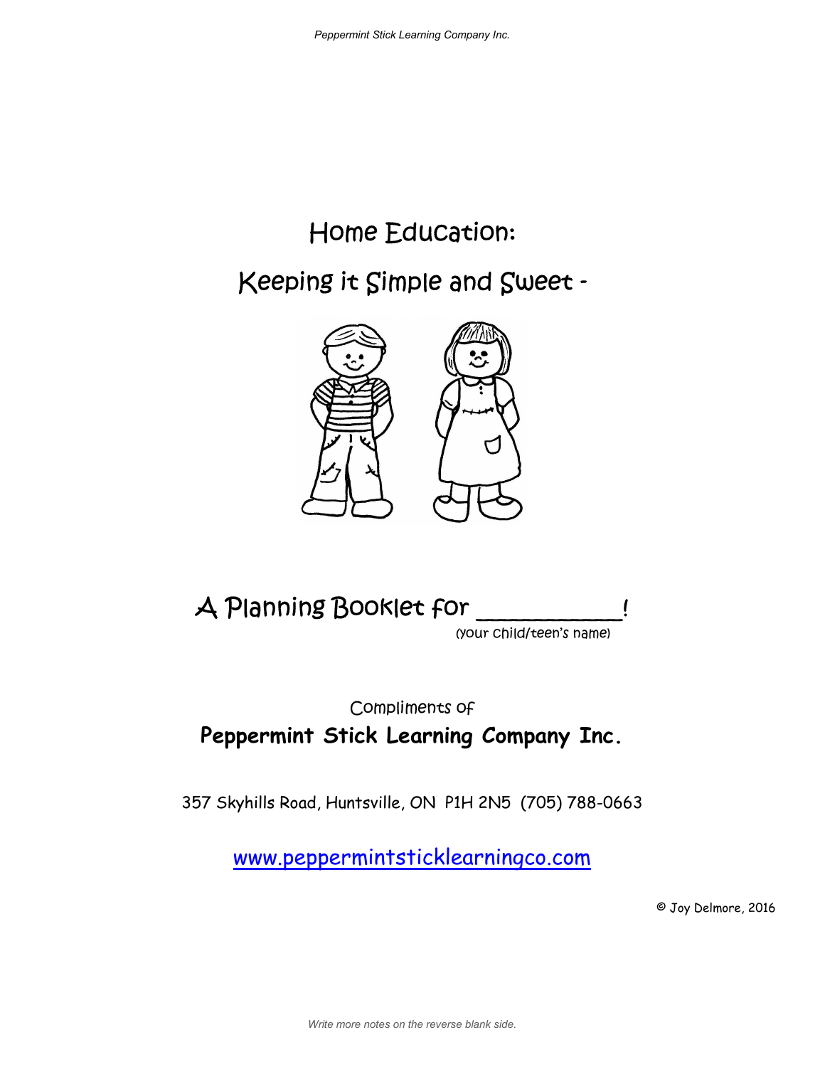# Home Education:

## Keeping it Simple and Sweet -

A Planning Booklet for ___________!
(your child/teen's name)

Compliments of

**Peppermint Stick Learning Company Inc.**

357 Skyhills Road, Huntsville, ON P1H 2N5 (705) 788-0663

www.peppermintsticklearningco.com

© Joy Delmore, 2016

*Write more notes on the reverse blank side.*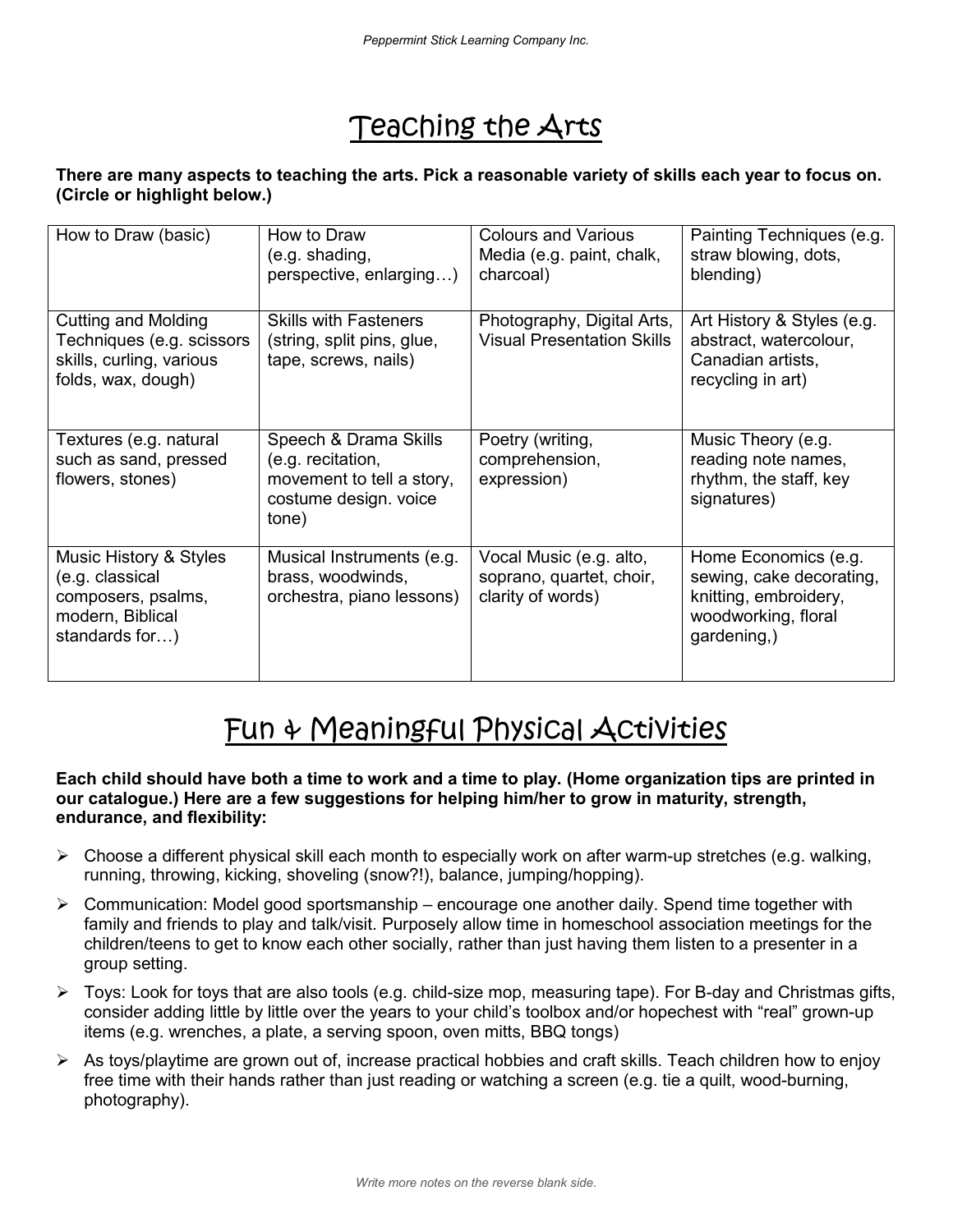# Teaching the Arts

**There are many aspects to teaching the arts. Pick a reasonable variety of skills each year to focus on. (Circle or highlight below.)**

| | | | |
|---|---|---|---|
| How to Draw (basic) | How to Draw (e.g. shading, perspective, enlarging…) | Colours and Various Media (e.g. paint, chalk, charcoal) | Painting Techniques (e.g. straw blowing, dots, blending) |
| Cutting and Molding Techniques (e.g. scissors skills, curling, various folds, wax, dough) | Skills with Fasteners (string, split pins, glue, tape, screws, nails) | Photography, Digital Arts, Visual Presentation Skills | Art History & Styles (e.g. abstract, watercolour, Canadian artists, recycling in art) |
| Textures (e.g. natural such as sand, pressed flowers, stones) | Speech & Drama Skills (e.g. recitation, movement to tell a story, costume design. voice tone) | Poetry (writing, comprehension, expression) | Music Theory (e.g. reading note names, rhythm, the staff, key signatures) |
| Music History & Styles (e.g. classical composers, psalms, modern, Biblical standards for…) | Musical Instruments (e.g. brass, woodwinds, orchestra, piano lessons) | Vocal Music (e.g. alto, soprano, quartet, choir, clarity of words) | Home Economics (e.g. sewing, cake decorating, knitting, embroidery, woodworking, floral gardening,) |

# Fun & Meaningful Physical Activities

**Each child should have both a time to work and a time to play. (Home organization tips are printed in our catalogue.) Here are a few suggestions for helping him/her to grow in maturity, strength, endurance, and flexibility:**

- Choose a different physical skill each month to especially work on after warm-up stretches (e.g. walking, running, throwing, kicking, shoveling (snow?!), balance, jumping/hopping).
- Communication: Model good sportsmanship – encourage one another daily. Spend time together with family and friends to play and talk/visit. Purposely allow time in homeschool association meetings for the children/teens to get to know each other socially, rather than just having them listen to a presenter in a group setting.
- Toys: Look for toys that are also tools (e.g. child-size mop, measuring tape). For B-day and Christmas gifts, consider adding little by little over the years to your child's toolbox and/or hopechest with "real" grown-up items (e.g. wrenches, a plate, a serving spoon, oven mitts, BBQ tongs)
- As toys/playtime are grown out of, increase practical hobbies and craft skills. Teach children how to enjoy free time with their hands rather than just reading or watching a screen (e.g. tie a quilt, wood-burning, photography).

*Write more notes on the reverse blank side.*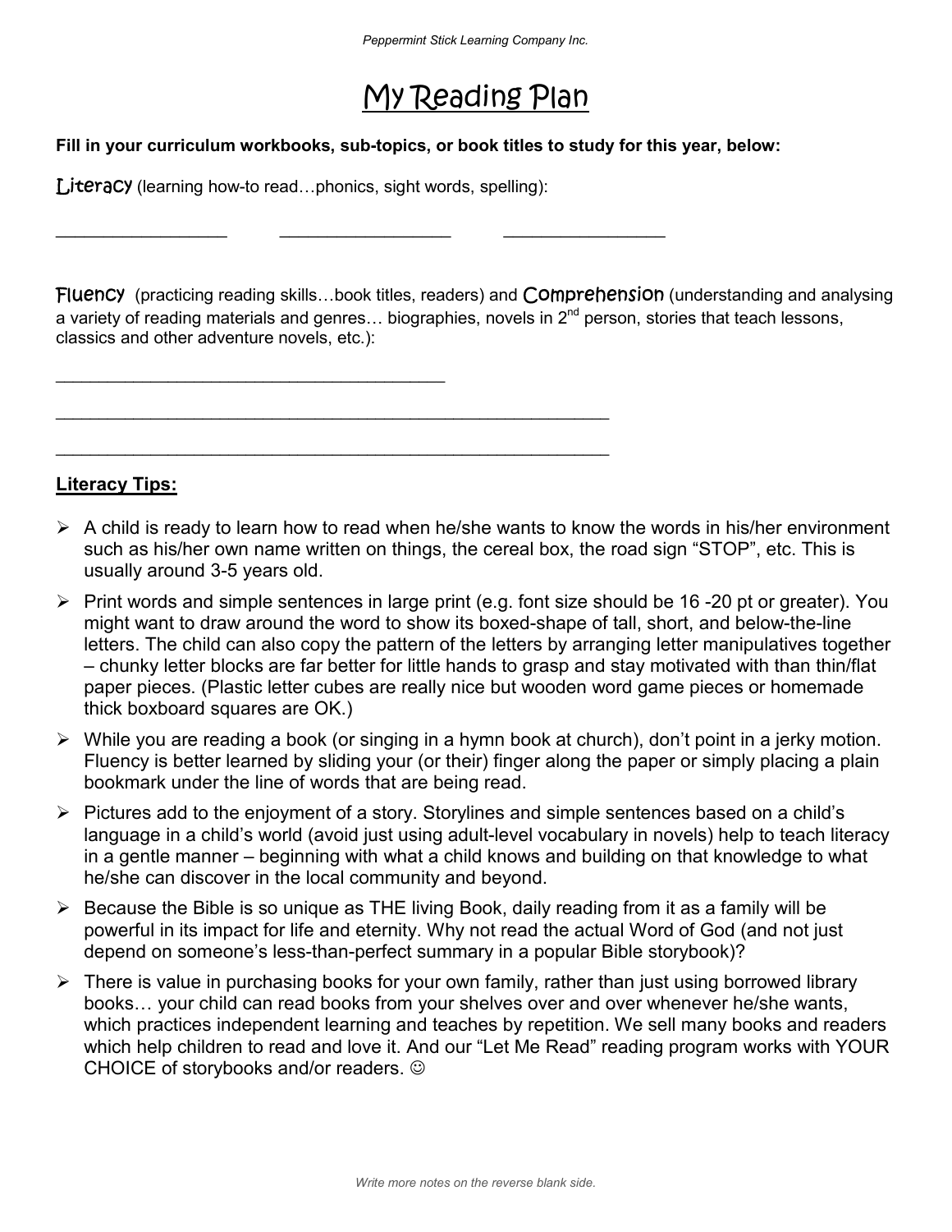# My Reading Plan

**Fill in your curriculum workbooks, sub-topics, or book titles to study for this year, below:**

Literacy (learning how-to read…phonics, sight words, spelling):

_________________ _________________ _________________

Fluency (practicing reading skills…book titles, readers) and Comprehension (understanding and analysing a variety of reading materials and genres… biographies, novels in 2nd person, stories that teach lessons, classics and other adventure novels, etc.):

_________________________________________

__________________________________________________________

__________________________________________________________

## Literacy Tips:

- A child is ready to learn how to read when he/she wants to know the words in his/her environment such as his/her own name written on things, the cereal box, the road sign "STOP", etc. This is usually around 3-5 years old.
- Print words and simple sentences in large print (e.g. font size should be 16 -20 pt or greater). You might want to draw around the word to show its boxed-shape of tall, short, and below-the-line letters. The child can also copy the pattern of the letters by arranging letter manipulatives together – chunky letter blocks are far better for little hands to grasp and stay motivated with than thin/flat paper pieces. (Plastic letter cubes are really nice but wooden word game pieces or homemade thick boxboard squares are OK.)
- While you are reading a book (or singing in a hymn book at church), don't point in a jerky motion. Fluency is better learned by sliding your (or their) finger along the paper or simply placing a plain bookmark under the line of words that are being read.
- Pictures add to the enjoyment of a story. Storylines and simple sentences based on a child's language in a child's world (avoid just using adult-level vocabulary in novels) help to teach literacy in a gentle manner – beginning with what a child knows and building on that knowledge to what he/she can discover in the local community and beyond.
- Because the Bible is so unique as THE living Book, daily reading from it as a family will be powerful in its impact for life and eternity. Why not read the actual Word of God (and not just depend on someone's less-than-perfect summary in a popular Bible storybook)?
- There is value in purchasing books for your own family, rather than just using borrowed library books… your child can read books from your shelves over and over whenever he/she wants, which practices independent learning and teaches by repetition. We sell many books and readers which help children to read and love it. And our "Let Me Read" reading program works with YOUR CHOICE of storybooks and/or readers. ☺

*Write more notes on the reverse blank side.*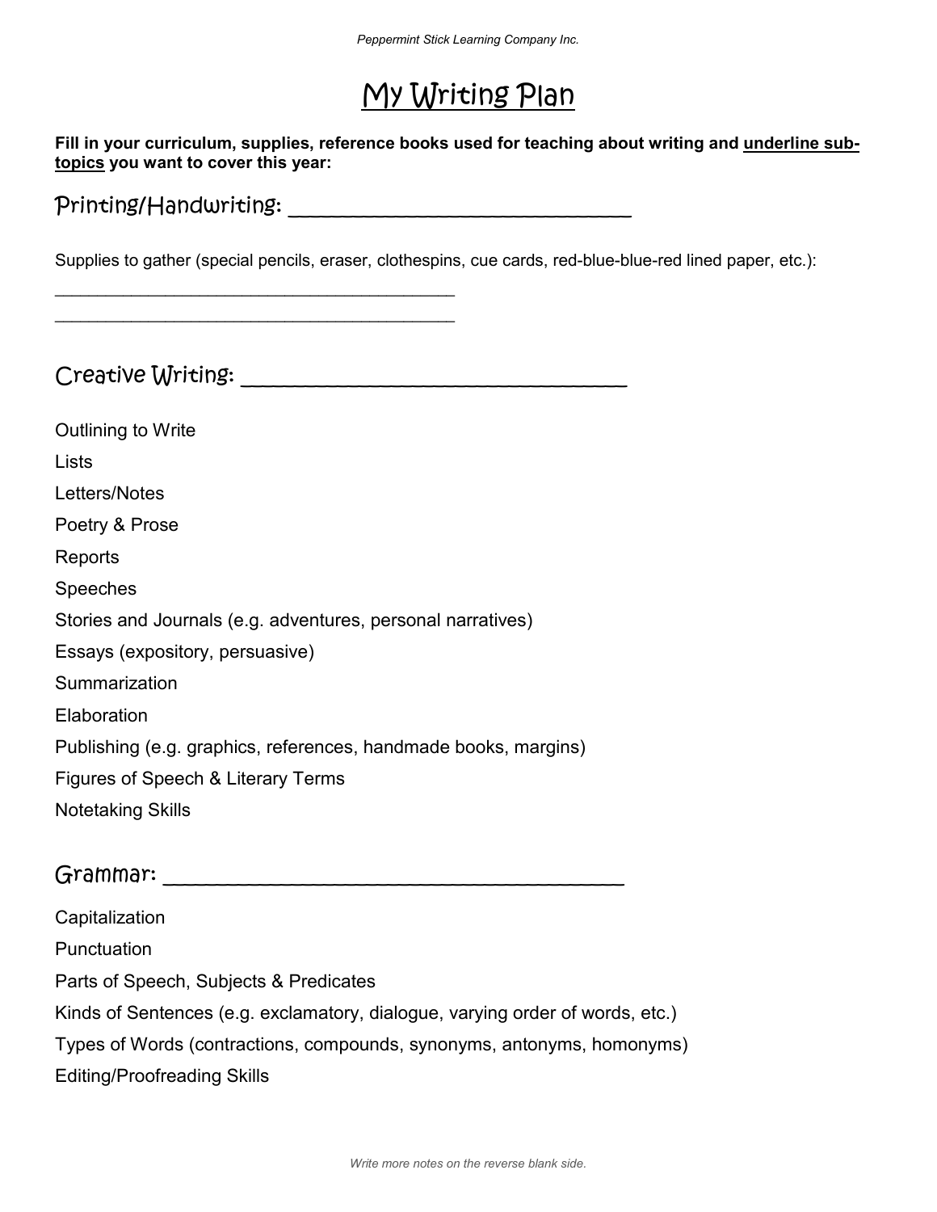# My Writing Plan

**Fill in your curriculum, supplies, reference books used for teaching about writing and underline sub-topics you want to cover this year:**

## Printing/Handwriting: ______________________________

Supplies to gather (special pencils, eraser, clothespins, cue cards, red-blue-blue-red lined paper, etc.):

___________________________________________

___________________________________________

## Creative Writing: ______________________________

Outlining to Write

Lists

Letters/Notes

Poetry & Prose

Reports

Speeches

Stories and Journals (e.g. adventures, personal narratives)

Essays (expository, persuasive)

Summarization

Elaboration

Publishing (e.g. graphics, references, handmade books, margins)

Figures of Speech & Literary Terms

Notetaking Skills

## Grammar: ______________________________

Capitalization

Punctuation

Parts of Speech, Subjects & Predicates

Kinds of Sentences (e.g. exclamatory, dialogue, varying order of words, etc.)

Types of Words (contractions, compounds, synonyms, antonyms, homonyms)

Editing/Proofreading Skills

*Write more notes on the reverse blank side.*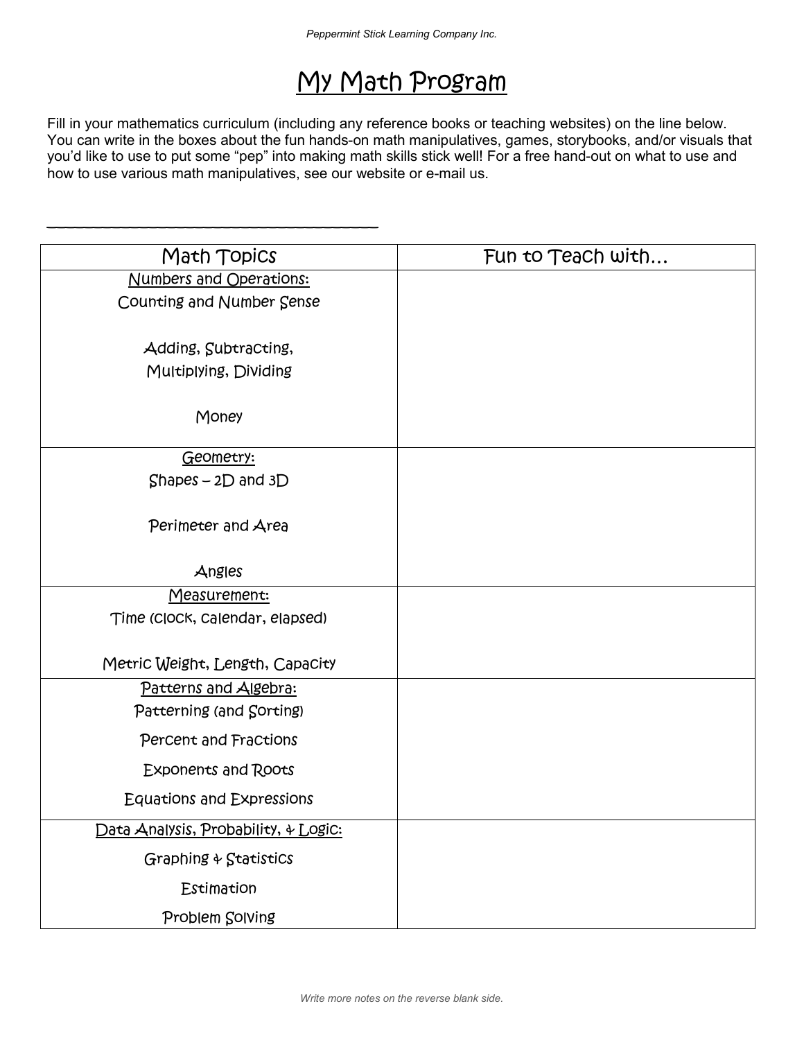# My Math Program

Fill in your mathematics curriculum (including any reference books or teaching websites) on the line below. You can write in the boxes about the fun hands-on math manipulatives, games, storybooks, and/or visuals that you'd like to use to put some "pep" into making math skills stick well! For a free hand-out on what to use and how to use various math manipulatives, see our website or e-mail us.

______________________________________________

| Math Topics | Fun to Teach with… |
| --- | --- |
| Numbers and Operations:<br>Counting and Number Sense<br><br>Adding, Subtracting,<br>Multiplying, Dividing<br><br>Money | |
| Geometry:<br>Shapes – 2D and 3D<br><br>Perimeter and Area<br><br>Angles | |
| Measurement:<br>Time (clock, calendar, elapsed)<br><br>Metric Weight, Length, Capacity | |
| Patterns and Algebra:<br>Patterning (and Sorting)<br>Percent and Fractions<br>Exponents and Roots<br>Equations and Expressions | |
| Data Analysis, Probability, & Logic:<br>Graphing & Statistics<br>Estimation<br>Problem Solving | |

*Write more notes on the reverse blank side.*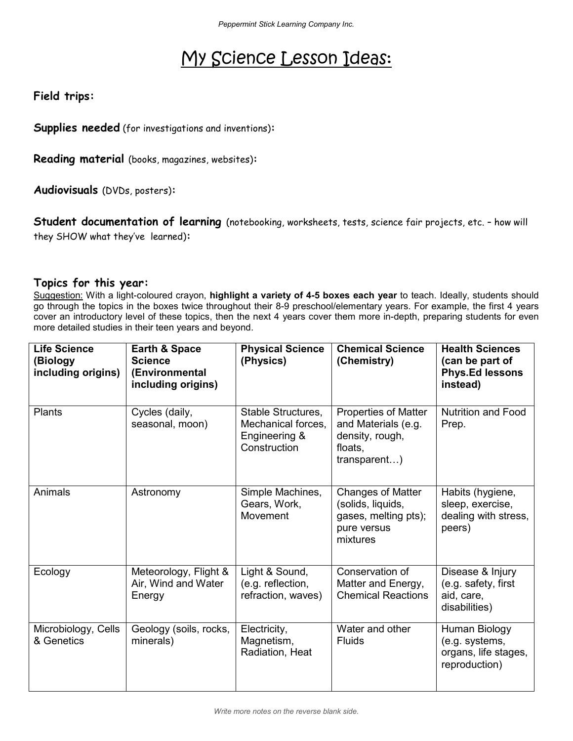# My Science Lesson Ideas:

**Field trips:**

**Supplies needed** (for investigations and inventions)**:**

**Reading material** (books, magazines, websites)**:**

**Audiovisuals** (DVDs, posters)**:**

**Student documentation of learning** (notebooking, worksheets, tests, science fair projects, etc. – how will they SHOW what they've learned)**:**

**Topics for this year:**

Suggestion: With a light-coloured crayon, **highlight a variety of 4-5 boxes each year** to teach. Ideally, students should go through the topics in the boxes twice throughout their 8-9 preschool/elementary years. For example, the first 4 years cover an introductory level of these topics, then the next 4 years cover them more in-depth, preparing students for even more detailed studies in their teen years and beyond.

| **Life Science (Biology including origins)** | **Earth & Space Science (Environmental including origins)** | **Physical Science (Physics)** | **Chemical Science (Chemistry)** | **Health Sciences (can be part of Phys.Ed lessons instead)** |
|---|---|---|---|---|
| Plants | Cycles (daily, seasonal, moon) | Stable Structures, Mechanical forces, Engineering & Construction | Properties of Matter and Materials (e.g. density, rough, floats, transparent…) | Nutrition and Food Prep. |
| Animals | Astronomy | Simple Machines, Gears, Work, Movement | Changes of Matter (solids, liquids, gases, melting pts); pure versus mixtures | Habits (hygiene, sleep, exercise, dealing with stress, peers) |
| Ecology | Meteorology, Flight & Air, Wind and Water Energy | Light & Sound, (e.g. reflection, refraction, waves) | Conservation of Matter and Energy, Chemical Reactions | Disease & Injury (e.g. safety, first aid, care, disabilities) |
| Microbiology, Cells & Genetics | Geology (soils, rocks, minerals) | Electricity, Magnetism, Radiation, Heat | Water and other Fluids | Human Biology (e.g. systems, organs, life stages, reproduction) |

*Write more notes on the reverse blank side.*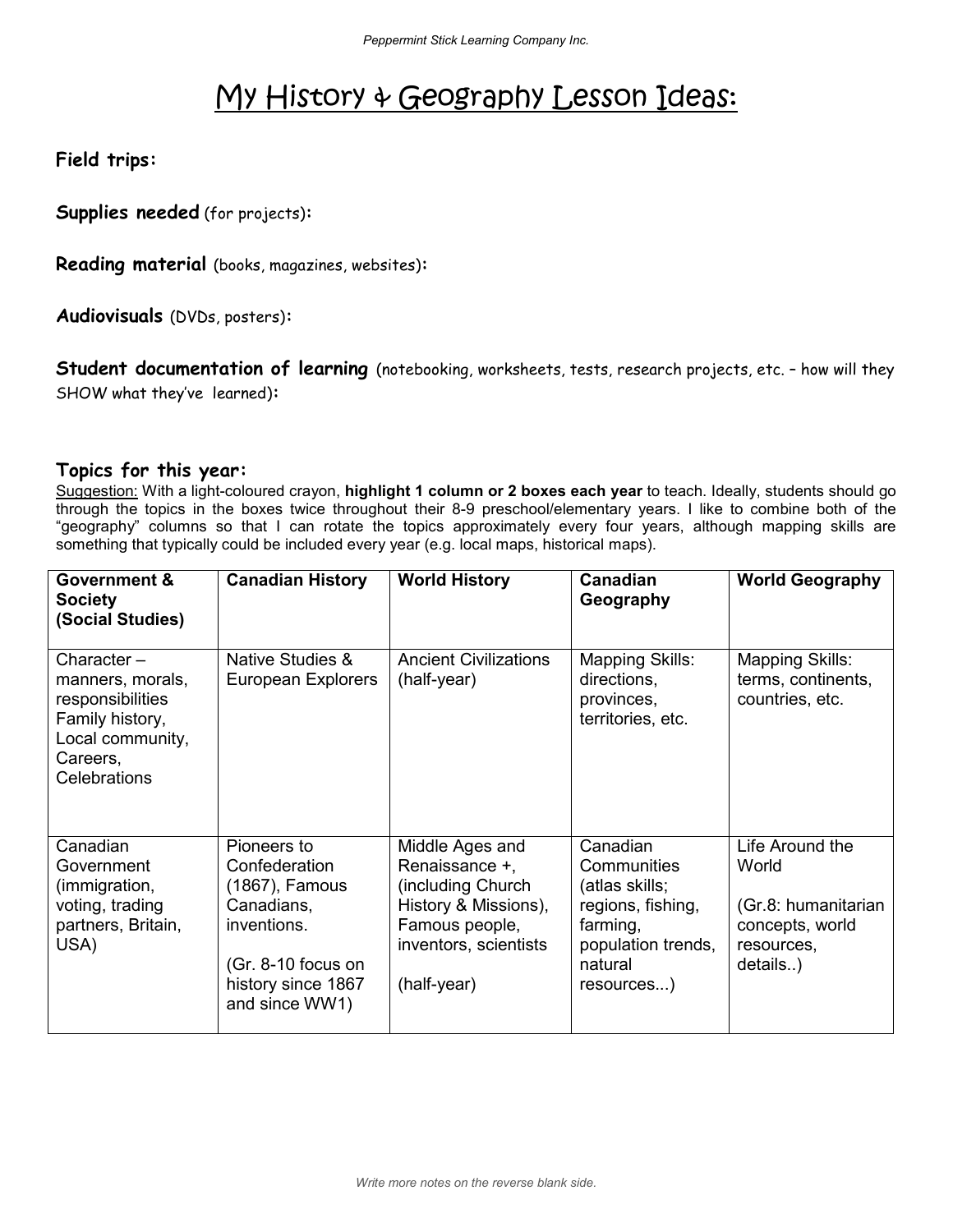# My History & Geography Lesson Ideas:

**Field trips:**

**Supplies needed** (for projects)**:**

**Reading material** (books, magazines, websites)**:**

**Audiovisuals** (DVDs, posters)**:**

**Student documentation of learning** (notebooking, worksheets, tests, research projects, etc. – how will they SHOW what they've learned)**:**

### Topics for this year:

Suggestion: With a light-coloured crayon, **highlight 1 column or 2 boxes each year** to teach. Ideally, students should go through the topics in the boxes twice throughout their 8-9 preschool/elementary years. I like to combine both of the "geography" columns so that I can rotate the topics approximately every four years, although mapping skills are something that typically could be included every year (e.g. local maps, historical maps).

| Government & Society (Social Studies) | Canadian History | World History | Canadian Geography | World Geography |
|---|---|---|---|---|
| Character – manners, morals, responsibilities<br>Family history,<br>Local community,<br>Careers,<br>Celebrations | Native Studies & European Explorers | Ancient Civilizations (half-year) | Mapping Skills: directions, provinces, territories, etc. | Mapping Skills: terms, continents, countries, etc. |
| Canadian Government (immigration, voting, trading partners, Britain, USA) | Pioneers to Confederation (1867), Famous Canadians, inventions.<br><br>(Gr. 8-10 focus on history since 1867 and since WW1) | Middle Ages and Renaissance +, (including Church History & Missions), Famous people, inventors, scientists<br><br>(half-year) | Canadian Communities (atlas skills; regions, fishing, farming, population trends, natural resources...) | Life Around the World<br><br>(Gr.8: humanitarian concepts, world resources, details..) |

*Write more notes on the reverse blank side.*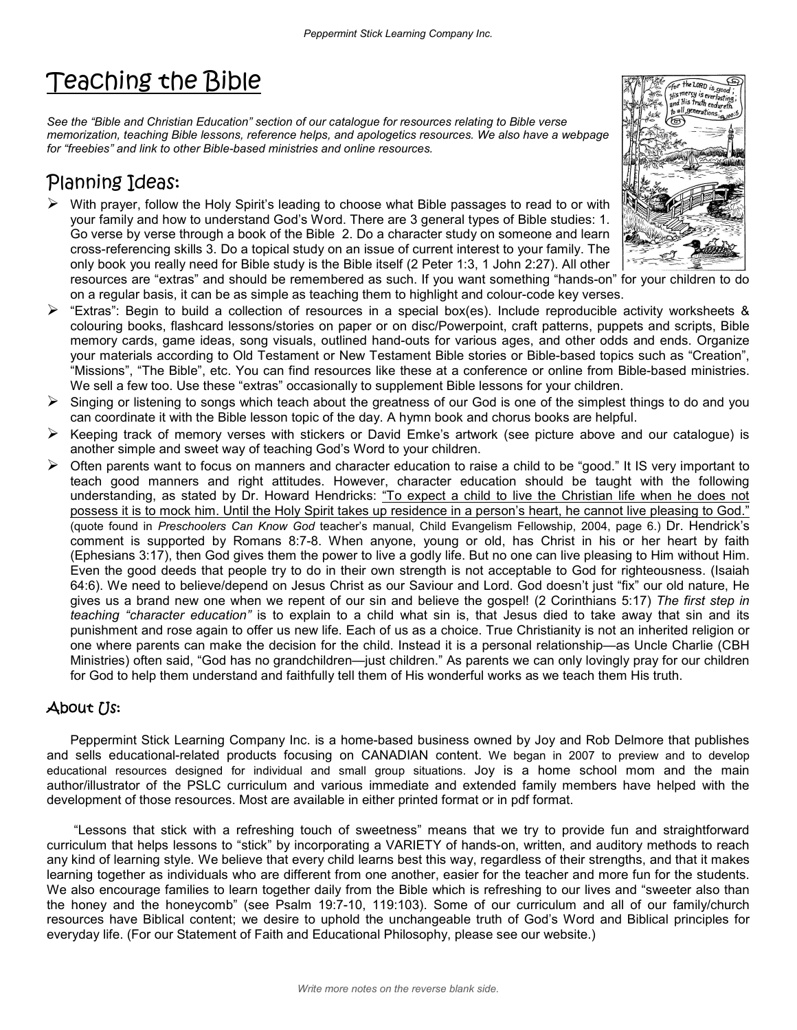// Teaching the Bible

# Teaching the Bible

*See the "Bible and Christian Education" section of our catalogue for resources relating to Bible verse memorization, teaching Bible lessons, reference helps, and apologetics resources. We also have a webpage for "freebies" and link to other Bible-based ministries and online resources.*

## Planning Ideas:

- With prayer, follow the Holy Spirit's leading to choose what Bible passages to read to or with your family and how to understand God's Word. There are 3 general types of Bible studies: 1. Go verse by verse through a book of the Bible 2. Do a character study on someone and learn cross-referencing skills 3. Do a topical study on an issue of current interest to your family. The only book you really need for Bible study is the Bible itself (2 Peter 1:3, 1 John 2:27). All other resources are "extras" and should be remembered as such. If you want something "hands-on" for your children to do on a regular basis, it can be as simple as teaching them to highlight and colour-code key verses.
- "Extras": Begin to build a collection of resources in a special box(es). Include reproducible activity worksheets & colouring books, flashcard lessons/stories on paper or on disc/Powerpoint, craft patterns, puppets and scripts, Bible memory cards, game ideas, song visuals, outlined hand-outs for various ages, and other odds and ends. Organize your materials according to Old Testament or New Testament Bible stories or Bible-based topics such as "Creation", "Missions", "The Bible", etc. You can find resources like these at a conference or online from Bible-based ministries. We sell a few too. Use these "extras" occasionally to supplement Bible lessons for your children.
- Singing or listening to songs which teach about the greatness of our God is one of the simplest things to do and you can coordinate it with the Bible lesson topic of the day. A hymn book and chorus books are helpful.
- Keeping track of memory verses with stickers or David Emke's artwork (see picture above and our catalogue) is another simple and sweet way of teaching God's Word to your children.
- Often parents want to focus on manners and character education to raise a child to be "good." It IS very important to teach good manners and right attitudes. However, character education should be taught with the following understanding, as stated by Dr. Howard Hendricks: <u>"To expect a child to live the Christian life when he does not possess it is to mock him. Until the Holy Spirit takes up residence in a person's heart, he cannot live pleasing to God."</u> (quote found in *Preschoolers Can Know God* teacher's manual, Child Evangelism Fellowship, 2004, page 6.) Dr. Hendrick's comment is supported by Romans 8:7-8. When anyone, young or old, has Christ in his or her heart by faith (Ephesians 3:17), then God gives them the power to live a godly life. But no one can live pleasing to Him without Him. Even the good deeds that people try to do in their own strength is not acceptable to God for righteousness. (Isaiah 64:6). We need to believe/depend on Jesus Christ as our Saviour and Lord. God doesn't just "fix" our old nature, He gives us a brand new one when we repent of our sin and believe the gospel! (2 Corinthians 5:17) *The first step in teaching "character education"* is to explain to a child what sin is, that Jesus died to take away that sin and its punishment and rose again to offer us new life. Each of us as a choice. True Christianity is not an inherited religion or one where parents can make the decision for the child. Instead it is a personal relationship—as Uncle Charlie (CBH Ministries) often said, "God has no grandchildren—just children." As parents we can only lovingly pray for our children for God to help them understand and faithfully tell them of His wonderful works as we teach them His truth.

### About Us:

Peppermint Stick Learning Company Inc. is a home-based business owned by Joy and Rob Delmore that publishes and sells educational-related products focusing on CANADIAN content. We began in 2007 to preview and to develop educational resources designed for individual and small group situations. Joy is a home school mom and the main author/illustrator of the PSLC curriculum and various immediate and extended family members have helped with the development of those resources. Most are available in either printed format or in pdf format.

"Lessons that stick with a refreshing touch of sweetness" means that we try to provide fun and straightforward curriculum that helps lessons to "stick" by incorporating a VARIETY of hands-on, written, and auditory methods to reach any kind of learning style. We believe that every child learns best this way, regardless of their strengths, and that it makes learning together as individuals who are different from one another, easier for the teacher and more fun for the students. We also encourage families to learn together daily from the Bible which is refreshing to our lives and "sweeter also than the honey and the honeycomb" (see Psalm 19:7-10, 119:103). Some of our curriculum and all of our family/church resources have Biblical content; we desire to uphold the unchangeable truth of God's Word and Biblical principles for everyday life. (For our Statement of Faith and Educational Philosophy, please see our website.)

*Write more notes on the reverse blank side.*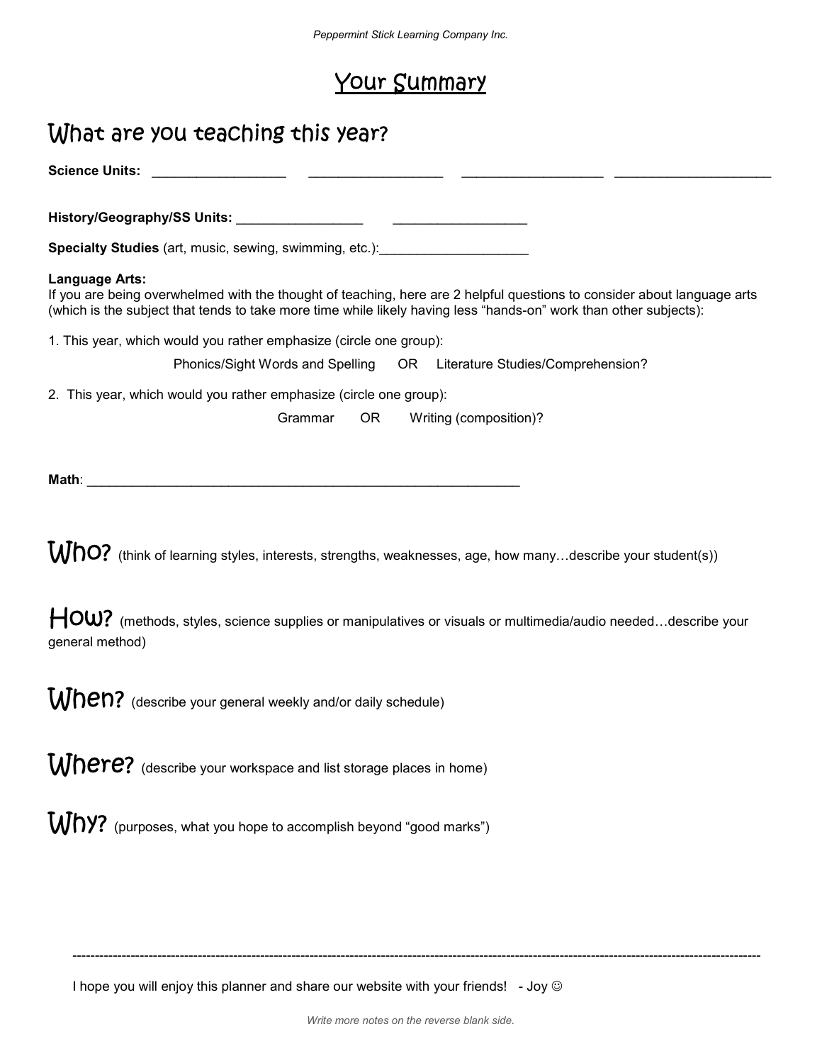# Your Summary

## What are you teaching this year?

**Science Units:** __________________ __________________ ___________________ ______________________

**History/Geography/SS Units:** _________________ __________________

**Specialty Studies** (art, music, sewing, swimming, etc.):____________________

**Language Arts:**
If you are being overwhelmed with the thought of teaching, here are 2 helpful questions to consider about language arts (which is the subject that tends to take more time while likely having less "hands-on" work than other subjects):

1. This year, which would you rather emphasize (circle one group):

   Phonics/Sight Words and Spelling OR Literature Studies/Comprehension?

2. This year, which would you rather emphasize (circle one group):

   Grammar OR Writing (composition)?

**Math**: ____________________________________________________________

## Who? (think of learning styles, interests, strengths, weaknesses, age, how many…describe your student(s))

## How? (methods, styles, science supplies or manipulatives or visuals or multimedia/audio needed…describe your general method)

## When? (describe your general weekly and/or daily schedule)

## Where? (describe your workspace and list storage places in home)

## Why? (purposes, what you hope to accomplish beyond "good marks")

---

I hope you will enjoy this planner and share our website with your friends! - Joy ☺

*Write more notes on the reverse blank side.*